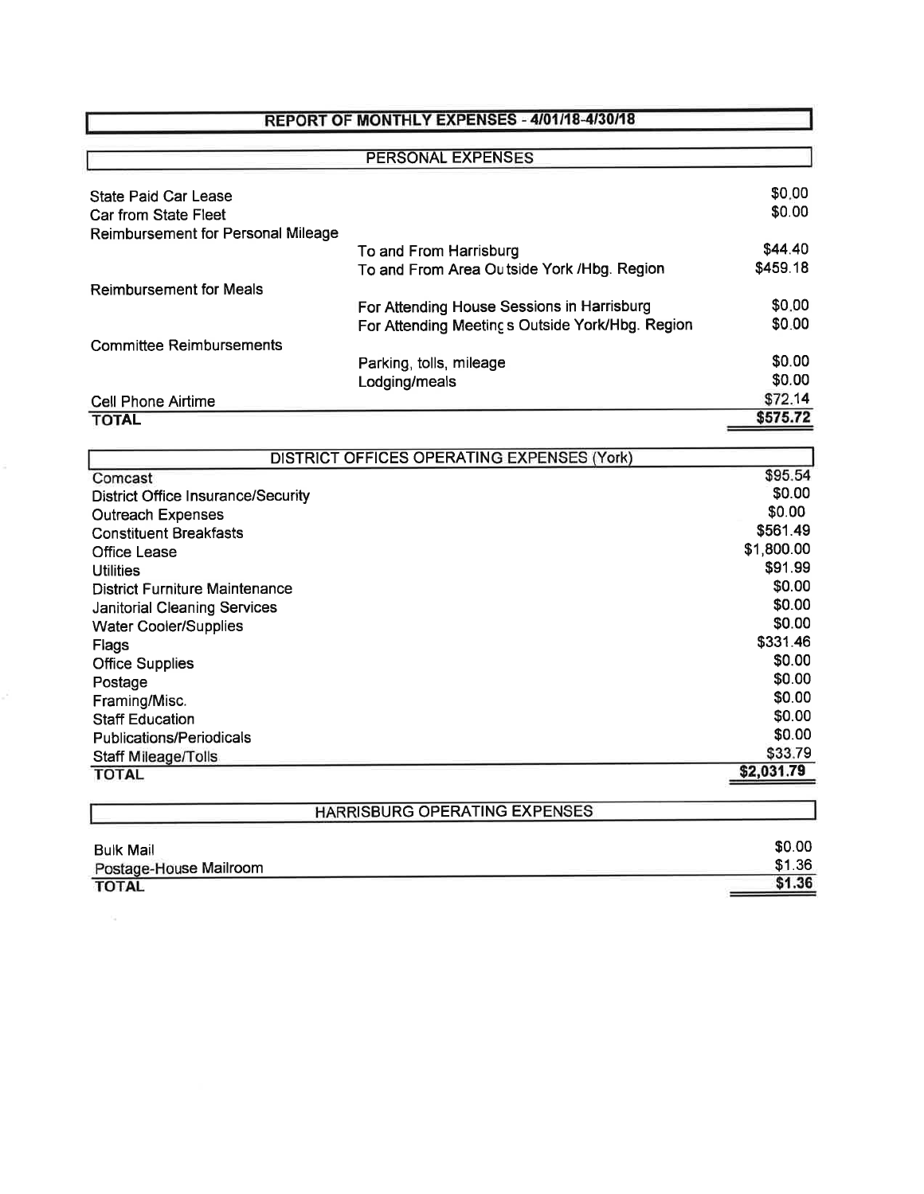# REPORT OF MONTHLY EXPENSES - 4/01/18-4/30/18

## PERSONAL EXPENSES

| | | |
|---|---|---|
| State Paid Car Lease | | $0.00 |
| Car from State Fleet | | $0.00 |
| Reimbursement for Personal Mileage | | |
| | To and From Harrisburg | $44.40 |
| | To and From Area Outside York /Hbg. Region | $459.18 |
| Reimbursement for Meals | | |
| | For Attending House Sessions in Harrisburg | $0.00 |
| | For Attending Meetings Outside York/Hbg. Region | $0.00 |
| Committee Reimbursements | | |
| | Parking, tolls, mileage | $0.00 |
| | Lodging/meals | $0.00 |
| Cell Phone Airtime | | $72.14 |
| **TOTAL** | | **$575.72** |

## DISTRICT OFFICES OPERATING EXPENSES (York)

| | |
|---|---|
| Comcast | $95.54 |
| District Office Insurance/Security | $0.00 |
| Outreach Expenses | $0.00 |
| Constituent Breakfasts | $561.49 |
| Office Lease | $1,800.00 |
| Utilities | $91.99 |
| District Furniture Maintenance | $0.00 |
| Janitorial Cleaning Services | $0.00 |
| Water Cooler/Supplies | $0.00 |
| Flags | $331.46 |
| Office Supplies | $0.00 |
| Postage | $0.00 |
| Framing/Misc. | $0.00 |
| Staff Education | $0.00 |
| Publications/Periodicals | $0.00 |
| Staff Mileage/Tolls | $33.79 |
| **TOTAL** | **$2,031.79** |

## HARRISBURG OPERATING EXPENSES

| | |
|---|---|
| Bulk Mail | $0.00 |
| Postage-House Mailroom | $1.36 |
| **TOTAL** | **$1.36** |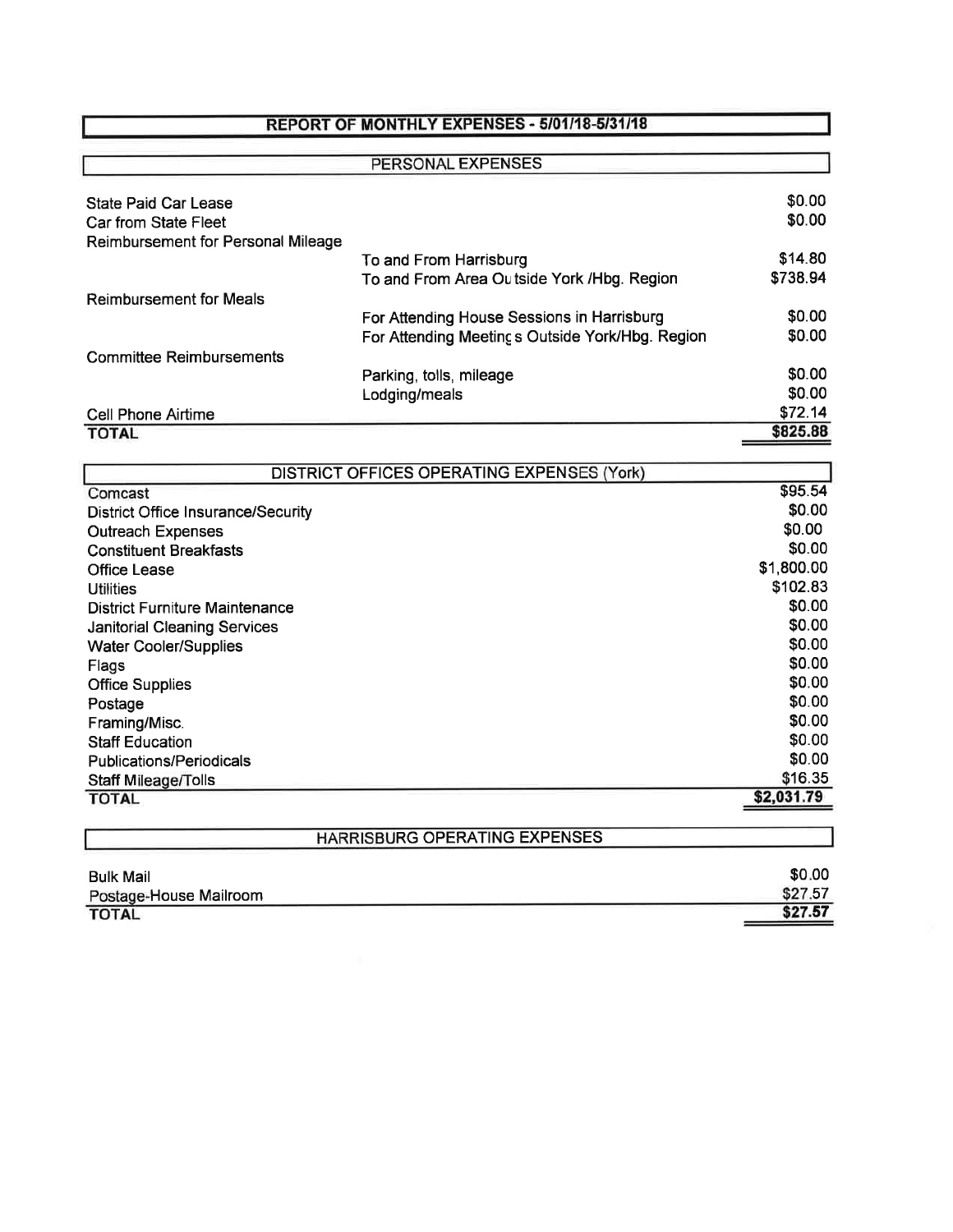# REPORT OF MONTHLY EXPENSES - 5/01/18-5/31/18

## PERSONAL EXPENSES

| | | |
|---|---|---|
| State Paid Car Lease | | $0.00 |
| Car from State Fleet | | $0.00 |
| Reimbursement for Personal Mileage | | |
| | To and From Harrisburg | $14.80 |
| | To and From Area Outside York /Hbg. Region | $738.94 |
| Reimbursement for Meals | | |
| | For Attending House Sessions in Harrisburg | $0.00 |
| | For Attending Meetings Outside York/Hbg. Region | $0.00 |
| Committee Reimbursements | | |
| | Parking, tolls, mileage | $0.00 |
| | Lodging/meals | $0.00 |
| Cell Phone Airtime | | $72.14 |
| **TOTAL** | | **$825.88** |

## DISTRICT OFFICES OPERATING EXPENSES (York)

| | |
|---|---|
| Comcast | $95.54 |
| District Office Insurance/Security | $0.00 |
| Outreach Expenses | $0.00 |
| Constituent Breakfasts | $0.00 |
| Office Lease | $1,800.00 |
| Utilities | $102.83 |
| District Furniture Maintenance | $0.00 |
| Janitorial Cleaning Services | $0.00 |
| Water Cooler/Supplies | $0.00 |
| Flags | $0.00 |
| Office Supplies | $0.00 |
| Postage | $0.00 |
| Framing/Misc. | $0.00 |
| Staff Education | $0.00 |
| Publications/Periodicals | $0.00 |
| Staff Mileage/Tolls | $16.35 |
| **TOTAL** | **$2,031.79** |

## HARRISBURG OPERATING EXPENSES

| | |
|---|---|
| Bulk Mail | $0.00 |
| Postage-House Mailroom | $27.57 |
| **TOTAL** | **$27.57** |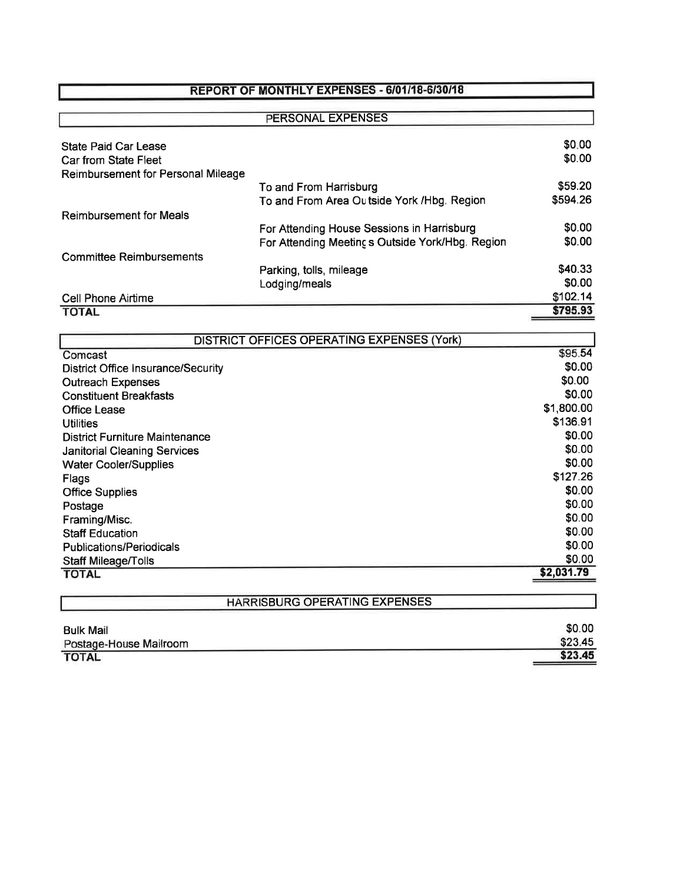# REPORT OF MONTHLY EXPENSES - 6/01/18-6/30/18

## PERSONAL EXPENSES

| | | |
|---|---|---|
| State Paid Car Lease | | $0.00 |
| Car from State Fleet | | $0.00 |
| Reimbursement for Personal Mileage | | |
| | To and From Harrisburg | $59.20 |
| | To and From Area Outside York /Hbg. Region | $594.26 |
| Reimbursement for Meals | | |
| | For Attending House Sessions in Harrisburg | $0.00 |
| | For Attending Meetings Outside York/Hbg. Region | $0.00 |
| Committee Reimbursements | | |
| | Parking, tolls, mileage | $40.33 |
| | Lodging/meals | $0.00 |
| Cell Phone Airtime | | $102.14 |
| **TOTAL** | | **$795.93** |

## DISTRICT OFFICES OPERATING EXPENSES (York)

| | |
|---|---|
| Comcast | $95.54 |
| District Office Insurance/Security | $0.00 |
| Outreach Expenses | $0.00 |
| Constituent Breakfasts | $0.00 |
| Office Lease | $1,800.00 |
| Utilities | $136.91 |
| District Furniture Maintenance | $0.00 |
| Janitorial Cleaning Services | $0.00 |
| Water Cooler/Supplies | $0.00 |
| Flags | $127.26 |
| Office Supplies | $0.00 |
| Postage | $0.00 |
| Framing/Misc. | $0.00 |
| Staff Education | $0.00 |
| Publications/Periodicals | $0.00 |
| Staff Mileage/Tolls | $0.00 |
| **TOTAL** | **$2,031.79** |

## HARRISBURG OPERATING EXPENSES

| | |
|---|---|
| Bulk Mail | $0.00 |
| Postage-House Mailroom | $23.45 |
| **TOTAL** | **$23.45** |